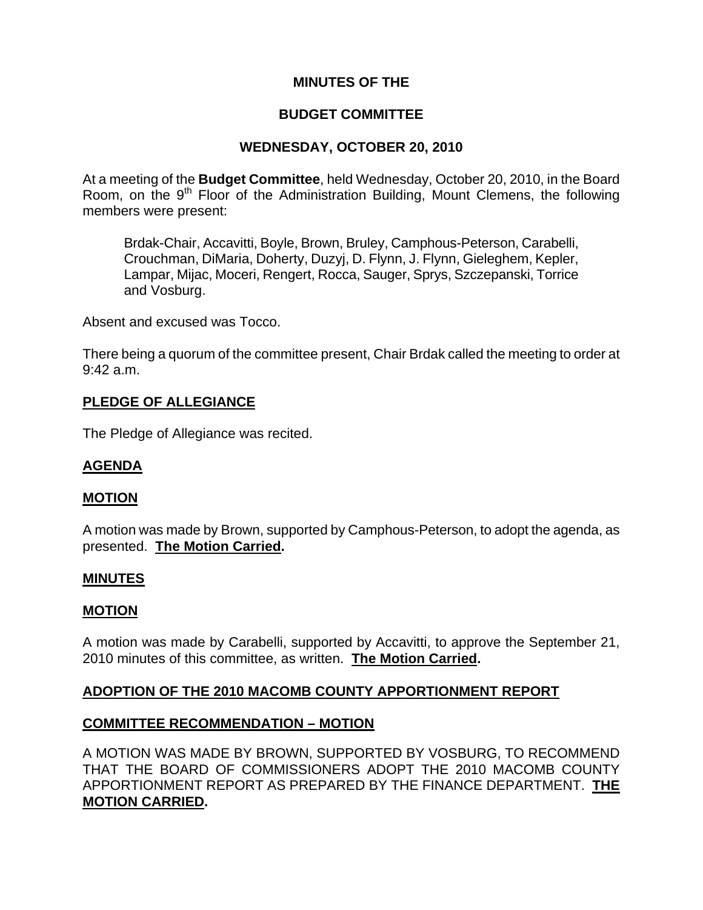**MINUTES OF THE**

**BUDGET COMMITTEE**

**WEDNESDAY, OCTOBER 20, 2010**

At a meeting of the **Budget Committee**, held Wednesday, October 20, 2010, in the Board Room, on the 9th Floor of the Administration Building, Mount Clemens, the following members were present:

Brdak-Chair, Accavitti, Boyle, Brown, Bruley, Camphous-Peterson, Carabelli, Crouchman, DiMaria, Doherty, Duzyj, D. Flynn, J. Flynn, Gieleghem, Kepler, Lampar, Mijac, Moceri, Rengert, Rocca, Sauger, Sprys, Szczepanski, Torrice and Vosburg.

Absent and excused was Tocco.

There being a quorum of the committee present, Chair Brdak called the meeting to order at 9:42 a.m.

**PLEDGE OF ALLEGIANCE**

The Pledge of Allegiance was recited.

**AGENDA**

**MOTION**

A motion was made by Brown, supported by Camphous-Peterson, to adopt the agenda, as presented. **The Motion Carried.**

**MINUTES**

**MOTION**

A motion was made by Carabelli, supported by Accavitti, to approve the September 21, 2010 minutes of this committee, as written. **The Motion Carried.**

**ADOPTION OF THE 2010 MACOMB COUNTY APPORTIONMENT REPORT**

**COMMITTEE RECOMMENDATION – MOTION**

A MOTION WAS MADE BY BROWN, SUPPORTED BY VOSBURG, TO RECOMMEND THAT THE BOARD OF COMMISSIONERS ADOPT THE 2010 MACOMB COUNTY APPORTIONMENT REPORT AS PREPARED BY THE FINANCE DEPARTMENT. **THE MOTION CARRIED.**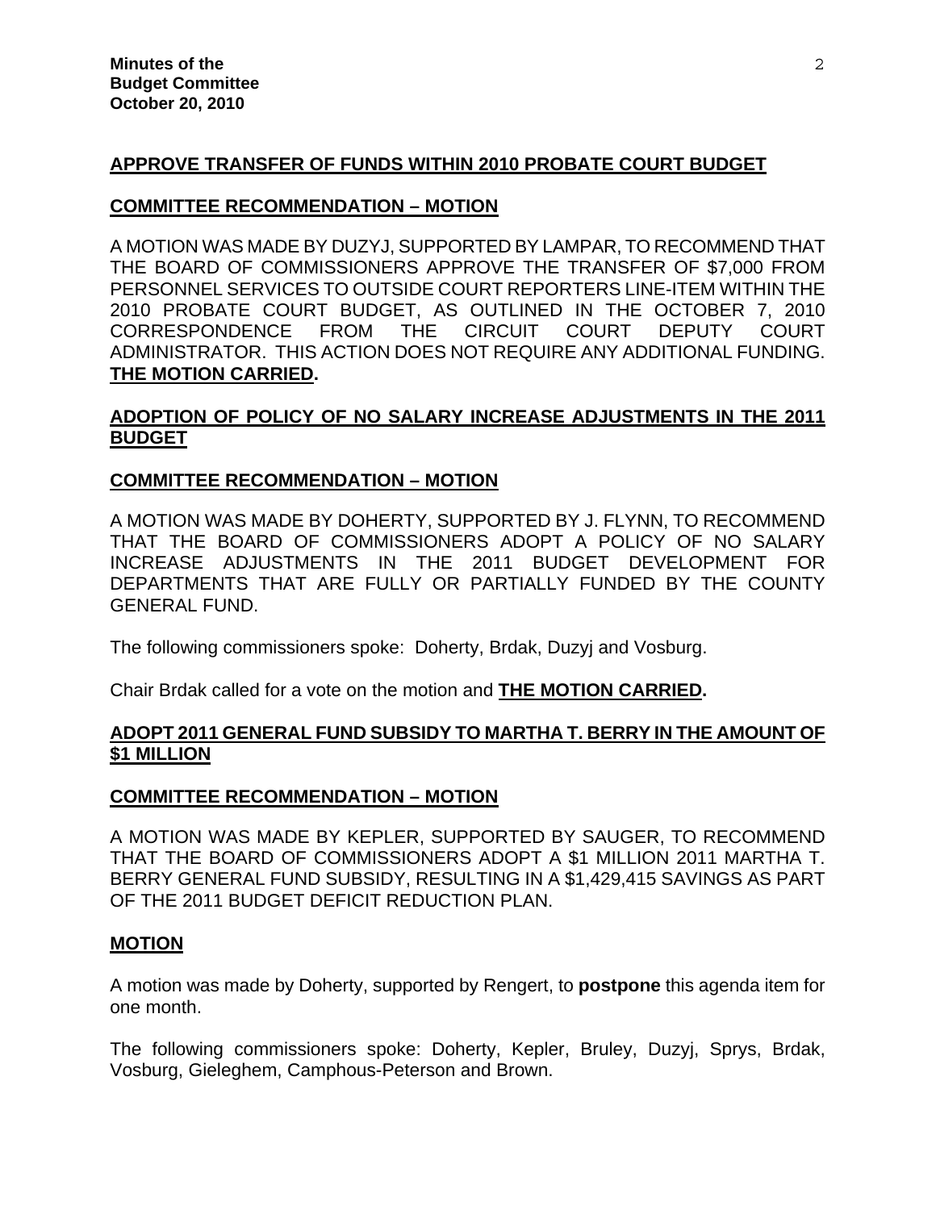## APPROVE TRANSFER OF FUNDS WITHIN 2010 PROBATE COURT BUDGET

### COMMITTEE RECOMMENDATION – MOTION

A MOTION WAS MADE BY DUZYJ, SUPPORTED BY LAMPAR, TO RECOMMEND THAT THE BOARD OF COMMISSIONERS APPROVE THE TRANSFER OF $7,000 FROM PERSONNEL SERVICES TO OUTSIDE COURT REPORTERS LINE-ITEM WITHIN THE 2010 PROBATE COURT BUDGET, AS OUTLINED IN THE OCTOBER 7, 2010 CORRESPONDENCE FROM THE CIRCUIT COURT DEPUTY COURT ADMINISTRATOR. THIS ACTION DOES NOT REQUIRE ANY ADDITIONAL FUNDING. **THE MOTION CARRIED.**

## ADOPTION OF POLICY OF NO SALARY INCREASE ADJUSTMENTS IN THE 2011 BUDGET

### COMMITTEE RECOMMENDATION – MOTION

A MOTION WAS MADE BY DOHERTY, SUPPORTED BY J. FLYNN, TO RECOMMEND THAT THE BOARD OF COMMISSIONERS ADOPT A POLICY OF NO SALARY INCREASE ADJUSTMENTS IN THE 2011 BUDGET DEVELOPMENT FOR DEPARTMENTS THAT ARE FULLY OR PARTIALLY FUNDED BY THE COUNTY GENERAL FUND.

The following commissioners spoke: Doherty, Brdak, Duzyj and Vosburg.

Chair Brdak called for a vote on the motion and **THE MOTION CARRIED.**

## ADOPT 2011 GENERAL FUND SUBSIDY TO MARTHA T. BERRY IN THE AMOUNT OF $1 MILLION

### COMMITTEE RECOMMENDATION – MOTION

A MOTION WAS MADE BY KEPLER, SUPPORTED BY SAUGER, TO RECOMMEND THAT THE BOARD OF COMMISSIONERS ADOPT A $1 MILLION 2011 MARTHA T. BERRY GENERAL FUND SUBSIDY, RESULTING IN A $1,429,415 SAVINGS AS PART OF THE 2011 BUDGET DEFICIT REDUCTION PLAN.

### MOTION

A motion was made by Doherty, supported by Rengert, to **postpone** this agenda item for one month.

The following commissioners spoke: Doherty, Kepler, Bruley, Duzyj, Sprys, Brdak, Vosburg, Gieleghem, Camphous-Peterson and Brown.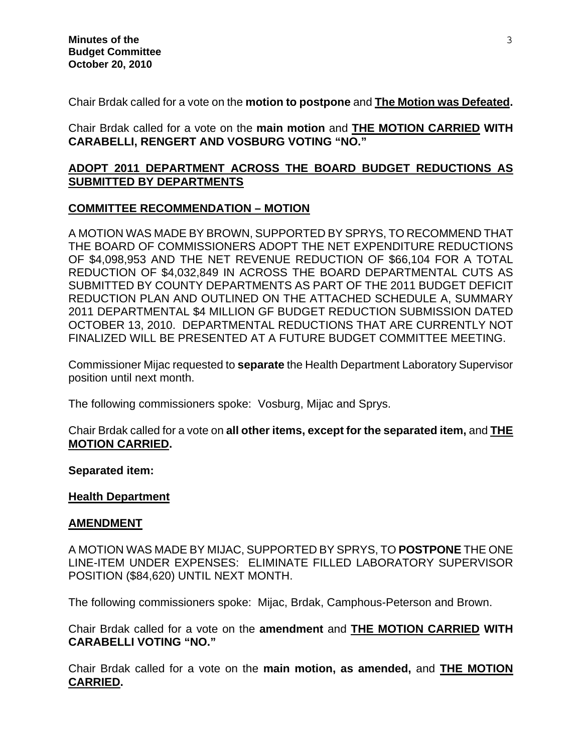Chair Brdak called for a vote on the **motion to postpone** and **The Motion was Defeated.**

Chair Brdak called for a vote on the **main motion** and **THE MOTION CARRIED WITH CARABELLI, RENGERT AND VOSBURG VOTING "NO."**

## ADOPT 2011 DEPARTMENT ACROSS THE BOARD BUDGET REDUCTIONS AS SUBMITTED BY DEPARTMENTS

### COMMITTEE RECOMMENDATION – MOTION

A MOTION WAS MADE BY BROWN, SUPPORTED BY SPRYS, TO RECOMMEND THAT THE BOARD OF COMMISSIONERS ADOPT THE NET EXPENDITURE REDUCTIONS OF $4,098,953 AND THE NET REVENUE REDUCTION OF $66,104 FOR A TOTAL REDUCTION OF $4,032,849 IN ACROSS THE BOARD DEPARTMENTAL CUTS AS SUBMITTED BY COUNTY DEPARTMENTS AS PART OF THE 2011 BUDGET DEFICIT REDUCTION PLAN AND OUTLINED ON THE ATTACHED SCHEDULE A, SUMMARY 2011 DEPARTMENTAL $4 MILLION GF BUDGET REDUCTION SUBMISSION DATED OCTOBER 13, 2010. DEPARTMENTAL REDUCTIONS THAT ARE CURRENTLY NOT FINALIZED WILL BE PRESENTED AT A FUTURE BUDGET COMMITTEE MEETING.

Commissioner Mijac requested to **separate** the Health Department Laboratory Supervisor position until next month.

The following commissioners spoke: Vosburg, Mijac and Sprys.

Chair Brdak called for a vote on **all other items, except for the separated item,** and **THE MOTION CARRIED.**

**Separated item:**

### Health Department

### AMENDMENT

A MOTION WAS MADE BY MIJAC, SUPPORTED BY SPRYS, TO **POSTPONE** THE ONE LINE-ITEM UNDER EXPENSES: ELIMINATE FILLED LABORATORY SUPERVISOR POSITION ($84,620) UNTIL NEXT MONTH.

The following commissioners spoke: Mijac, Brdak, Camphous-Peterson and Brown.

Chair Brdak called for a vote on the **amendment** and **THE MOTION CARRIED WITH CARABELLI VOTING "NO."**

Chair Brdak called for a vote on the **main motion, as amended,** and **THE MOTION CARRIED.**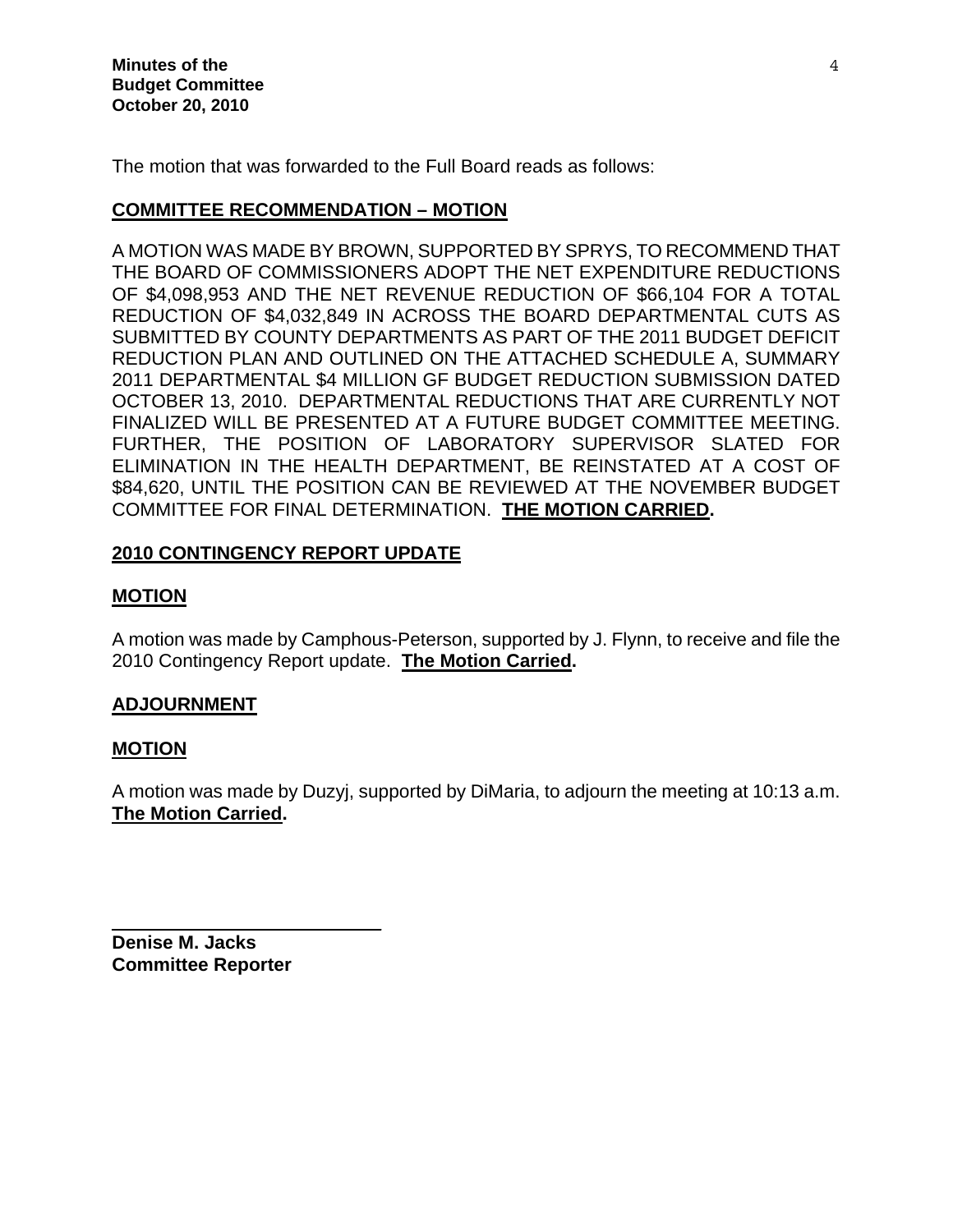The motion that was forwarded to the Full Board reads as follows:

**COMMITTEE RECOMMENDATION – MOTION**

A MOTION WAS MADE BY BROWN, SUPPORTED BY SPRYS, TO RECOMMEND THAT THE BOARD OF COMMISSIONERS ADOPT THE NET EXPENDITURE REDUCTIONS OF $4,098,953 AND THE NET REVENUE REDUCTION OF $66,104 FOR A TOTAL REDUCTION OF $4,032,849 IN ACROSS THE BOARD DEPARTMENTAL CUTS AS SUBMITTED BY COUNTY DEPARTMENTS AS PART OF THE 2011 BUDGET DEFICIT REDUCTION PLAN AND OUTLINED ON THE ATTACHED SCHEDULE A, SUMMARY 2011 DEPARTMENTAL $4 MILLION GF BUDGET REDUCTION SUBMISSION DATED OCTOBER 13, 2010. DEPARTMENTAL REDUCTIONS THAT ARE CURRENTLY NOT FINALIZED WILL BE PRESENTED AT A FUTURE BUDGET COMMITTEE MEETING. FURTHER, THE POSITION OF LABORATORY SUPERVISOR SLATED FOR ELIMINATION IN THE HEALTH DEPARTMENT, BE REINSTATED AT A COST OF $84,620, UNTIL THE POSITION CAN BE REVIEWED AT THE NOVEMBER BUDGET COMMITTEE FOR FINAL DETERMINATION. **THE MOTION CARRIED.**

**2010 CONTINGENCY REPORT UPDATE**

**MOTION**

A motion was made by Camphous-Peterson, supported by J. Flynn, to receive and file the 2010 Contingency Report update. **The Motion Carried.**

**ADJOURNMENT**

**MOTION**

A motion was made by Duzyj, supported by DiMaria, to adjourn the meeting at 10:13 a.m. **The Motion Carried.**

______________________________

**Denise M. Jacks**
**Committee Reporter**